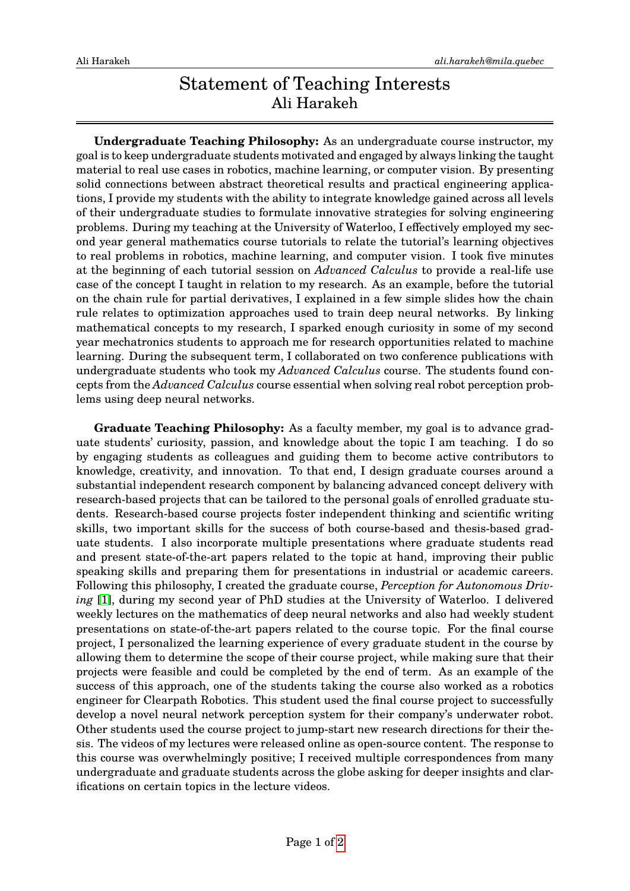# Statement of Teaching Interests
## Ali Harakeh

**Undergraduate Teaching Philosophy:** As an undergraduate course instructor, my goal is to keep undergraduate students motivated and engaged by always linking the taught material to real use cases in robotics, machine learning, or computer vision. By presenting solid connections between abstract theoretical results and practical engineering applications, I provide my students with the ability to integrate knowledge gained across all levels of their undergraduate studies to formulate innovative strategies for solving engineering problems. During my teaching at the University of Waterloo, I effectively employed my second year general mathematics course tutorials to relate the tutorial's learning objectives to real problems in robotics, machine learning, and computer vision. I took five minutes at the beginning of each tutorial session on *Advanced Calculus* to provide a real-life use case of the concept I taught in relation to my research. As an example, before the tutorial on the chain rule for partial derivatives, I explained in a few simple slides how the chain rule relates to optimization approaches used to train deep neural networks. By linking mathematical concepts to my research, I sparked enough curiosity in some of my second year mechatronics students to approach me for research opportunities related to machine learning. During the subsequent term, I collaborated on two conference publications with undergraduate students who took my *Advanced Calculus* course. The students found concepts from the *Advanced Calculus* course essential when solving real robot perception problems using deep neural networks.

**Graduate Teaching Philosophy:** As a faculty member, my goal is to advance graduate students' curiosity, passion, and knowledge about the topic I am teaching. I do so by engaging students as colleagues and guiding them to become active contributors to knowledge, creativity, and innovation. To that end, I design graduate courses around a substantial independent research component by balancing advanced concept delivery with research-based projects that can be tailored to the personal goals of enrolled graduate students. Research-based course projects foster independent thinking and scientific writing skills, two important skills for the success of both course-based and thesis-based graduate students. I also incorporate multiple presentations where graduate students read and present state-of-the-art papers related to the topic at hand, improving their public speaking skills and preparing them for presentations in industrial or academic careers. Following this philosophy, I created the graduate course, *Perception for Autonomous Driving* [1], during my second year of PhD studies at the University of Waterloo. I delivered weekly lectures on the mathematics of deep neural networks and also had weekly student presentations on state-of-the-art papers related to the course topic. For the final course project, I personalized the learning experience of every graduate student in the course by allowing them to determine the scope of their course project, while making sure that their projects were feasible and could be completed by the end of term. As an example of the success of this approach, one of the students taking the course also worked as a robotics engineer for Clearpath Robotics. This student used the final course project to successfully develop a novel neural network perception system for their company's underwater robot. Other students used the course project to jump-start new research directions for their thesis. The videos of my lectures were released online as open-source content. The response to this course was overwhelmingly positive; I received multiple correspondences from many undergraduate and graduate students across the globe asking for deeper insights and clarifications on certain topics in the lecture videos.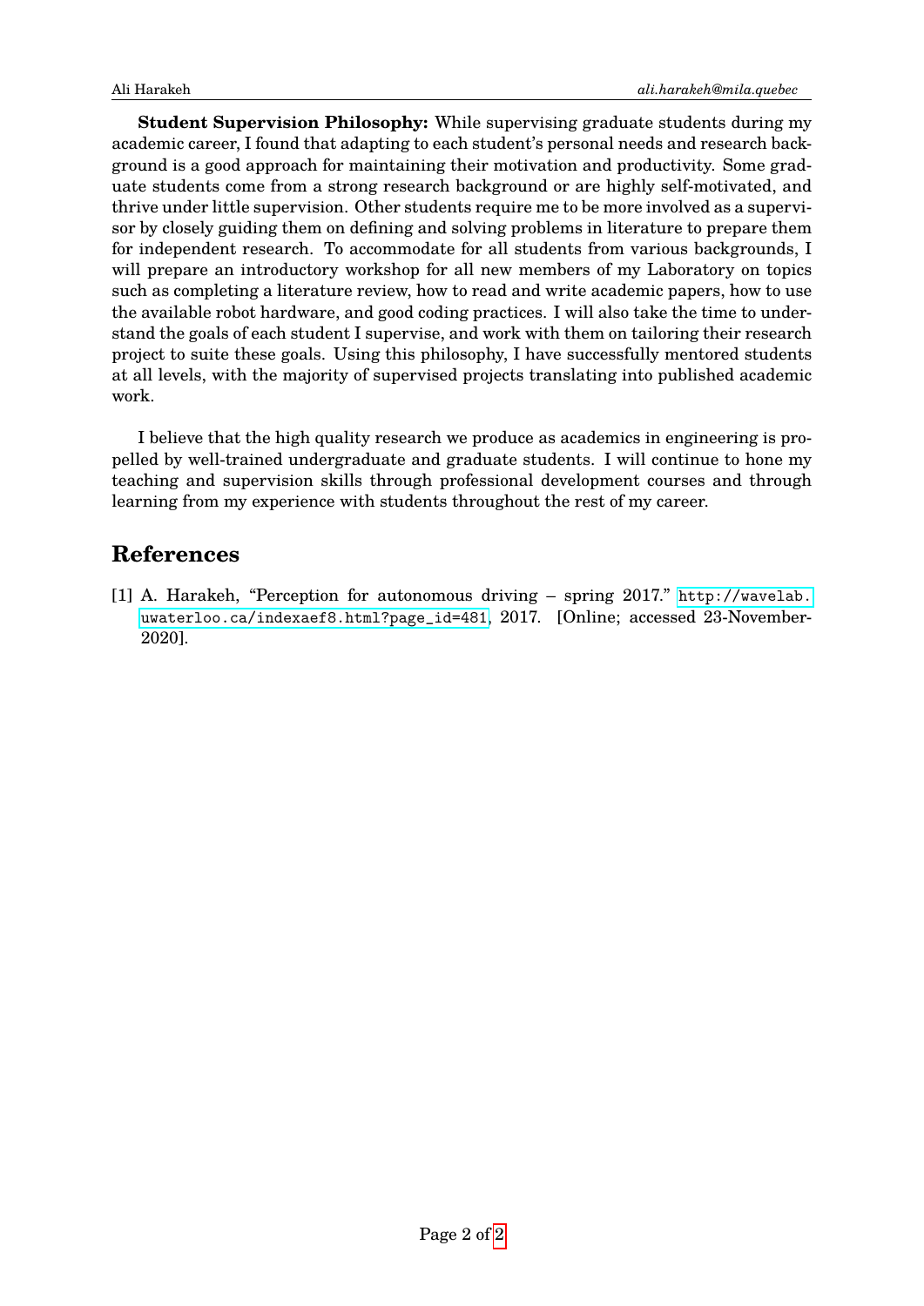**Student Supervision Philosophy:** While supervising graduate students during my academic career, I found that adapting to each student's personal needs and research background is a good approach for maintaining their motivation and productivity. Some graduate students come from a strong research background or are highly self-motivated, and thrive under little supervision. Other students require me to be more involved as a supervisor by closely guiding them on defining and solving problems in literature to prepare them for independent research. To accommodate for all students from various backgrounds, I will prepare an introductory workshop for all new members of my Laboratory on topics such as completing a literature review, how to read and write academic papers, how to use the available robot hardware, and good coding practices. I will also take the time to understand the goals of each student I supervise, and work with them on tailoring their research project to suite these goals. Using this philosophy, I have successfully mentored students at all levels, with the majority of supervised projects translating into published academic work.

I believe that the high quality research we produce as academics in engineering is propelled by well-trained undergraduate and graduate students. I will continue to hone my teaching and supervision skills through professional development courses and through learning from my experience with students throughout the rest of my career.

## References

[1] A. Harakeh, "Perception for autonomous driving – spring 2017." http://wavelab.uwaterloo.ca/indexaef8.html?page_id=481, 2017. [Online; accessed 23-November-2020].